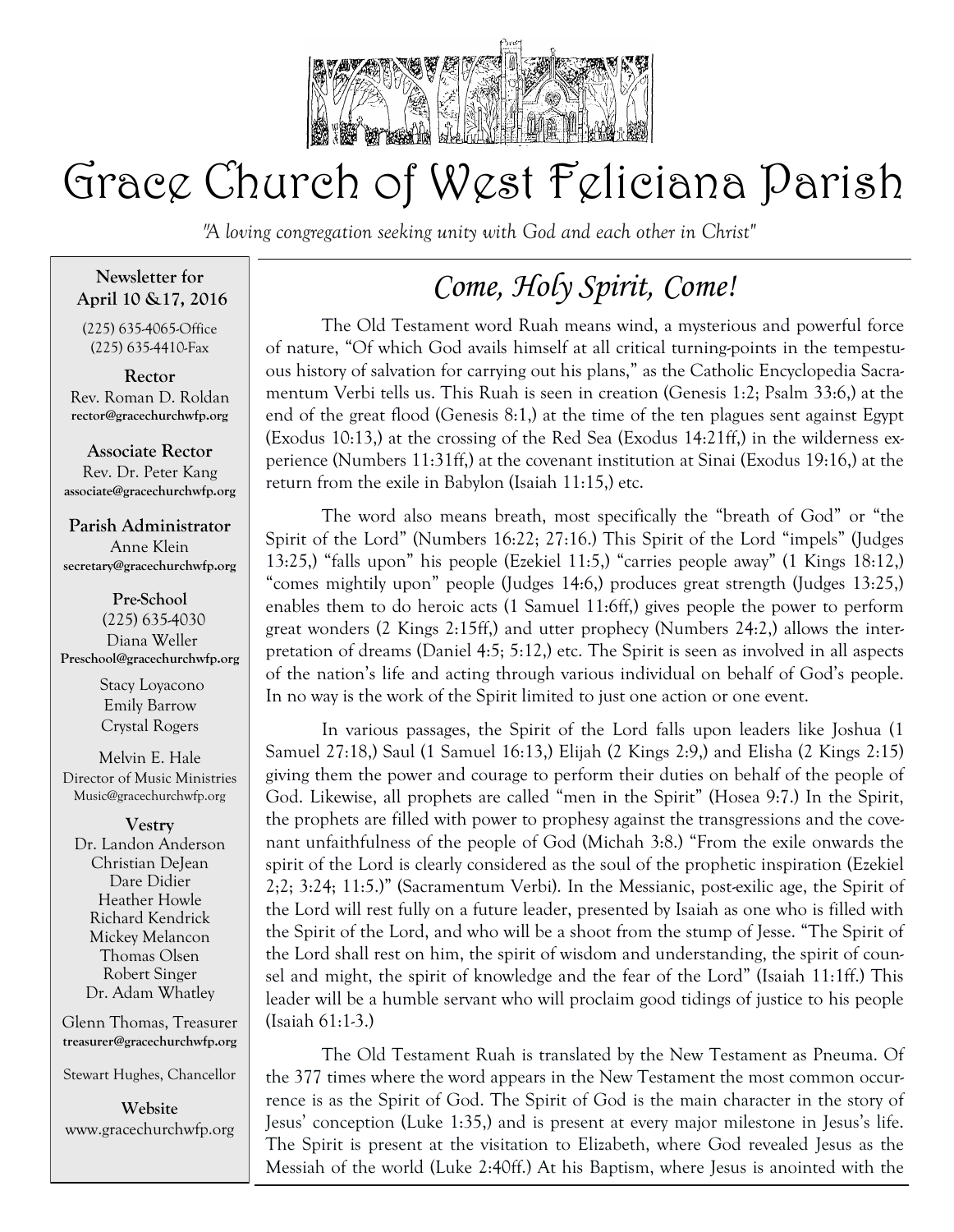# Grace Church of West Feliciana Parish

*"A loving congregation seeking unity with God and each other in Christ"*

**Newsletter for April 10 &17, 2016**

(225) 635-4065-Office
(225) 635-4410-Fax

**Rector**
Rev. Roman D. Roldan
rector@gracechurchwfp.org

**Associate Rector**
Rev. Dr. Peter Kang
associate@gracechurchwfp.org

**Parish Administrator**
Anne Klein
secretary@gracechurchwfp.org

**Pre-School**
(225) 635-4030
Diana Weller
Preschool@gracechurchwfp.org

Stacy Loyacono
Emily Barrow
Crystal Rogers

Melvin E. Hale
Director of Music Ministries
Music@gracechurchwfp.org

**Vestry**
Dr. Landon Anderson
Christian DeJean
Dare Didier
Heather Howle
Richard Kendrick
Mickey Melancon
Thomas Olsen
Robert Singer
Dr. Adam Whatley

Glenn Thomas, Treasurer
treasurer@gracechurchwfp.org

Stewart Hughes, Chancellor

**Website**
www.gracechurchwfp.org

## *Come, Holy Spirit, Come!*

The Old Testament word Ruah means wind, a mysterious and powerful force of nature, "Of which God avails himself at all critical turning-points in the tempestuous history of salvation for carrying out his plans," as the Catholic Encyclopedia Sacramentum Verbi tells us. This Ruah is seen in creation (Genesis 1:2; Psalm 33:6,) at the end of the great flood (Genesis 8:1,) at the time of the ten plagues sent against Egypt (Exodus 10:13,) at the crossing of the Red Sea (Exodus 14:21ff,) in the wilderness experience (Numbers 11:31ff,) at the covenant institution at Sinai (Exodus 19:16,) at the return from the exile in Babylon (Isaiah 11:15,) etc.

The word also means breath, most specifically the "breath of God" or "the Spirit of the Lord" (Numbers 16:22; 27:16.) This Spirit of the Lord "impels" (Judges 13:25,) "falls upon" his people (Ezekiel 11:5,) "carries people away" (1 Kings 18:12,) "comes mightily upon" people (Judges 14:6,) produces great strength (Judges 13:25,) enables them to do heroic acts (1 Samuel 11:6ff,) gives people the power to perform great wonders (2 Kings 2:15ff,) and utter prophecy (Numbers 24:2,) allows the interpretation of dreams (Daniel 4:5; 5:12,) etc. The Spirit is seen as involved in all aspects of the nation's life and acting through various individual on behalf of God's people. In no way is the work of the Spirit limited to just one action or one event.

In various passages, the Spirit of the Lord falls upon leaders like Joshua (1 Samuel 27:18,) Saul (1 Samuel 16:13,) Elijah (2 Kings 2:9,) and Elisha (2 Kings 2:15) giving them the power and courage to perform their duties on behalf of the people of God. Likewise, all prophets are called "men in the Spirit" (Hosea 9:7.) In the Spirit, the prophets are filled with power to prophesy against the transgressions and the covenant unfaithfulness of the people of God (Michah 3:8.) "From the exile onwards the spirit of the Lord is clearly considered as the soul of the prophetic inspiration (Ezekiel 2;2; 3:24; 11:5.)" (Sacramentum Verbi). In the Messianic, post-exilic age, the Spirit of the Lord will rest fully on a future leader, presented by Isaiah as one who is filled with the Spirit of the Lord, and who will be a shoot from the stump of Jesse. "The Spirit of the Lord shall rest on him, the spirit of wisdom and understanding, the spirit of counsel and might, the spirit of knowledge and the fear of the Lord" (Isaiah 11:1ff.) This leader will be a humble servant who will proclaim good tidings of justice to his people (Isaiah 61:1-3.)

The Old Testament Ruah is translated by the New Testament as Pneuma. Of the 377 times where the word appears in the New Testament the most common occurrence is as the Spirit of God. The Spirit of God is the main character in the story of Jesus' conception (Luke 1:35,) and is present at every major milestone in Jesus's life. The Spirit is present at the visitation to Elizabeth, where God revealed Jesus as the Messiah of the world (Luke 2:40ff.) At his Baptism, where Jesus is anointed with the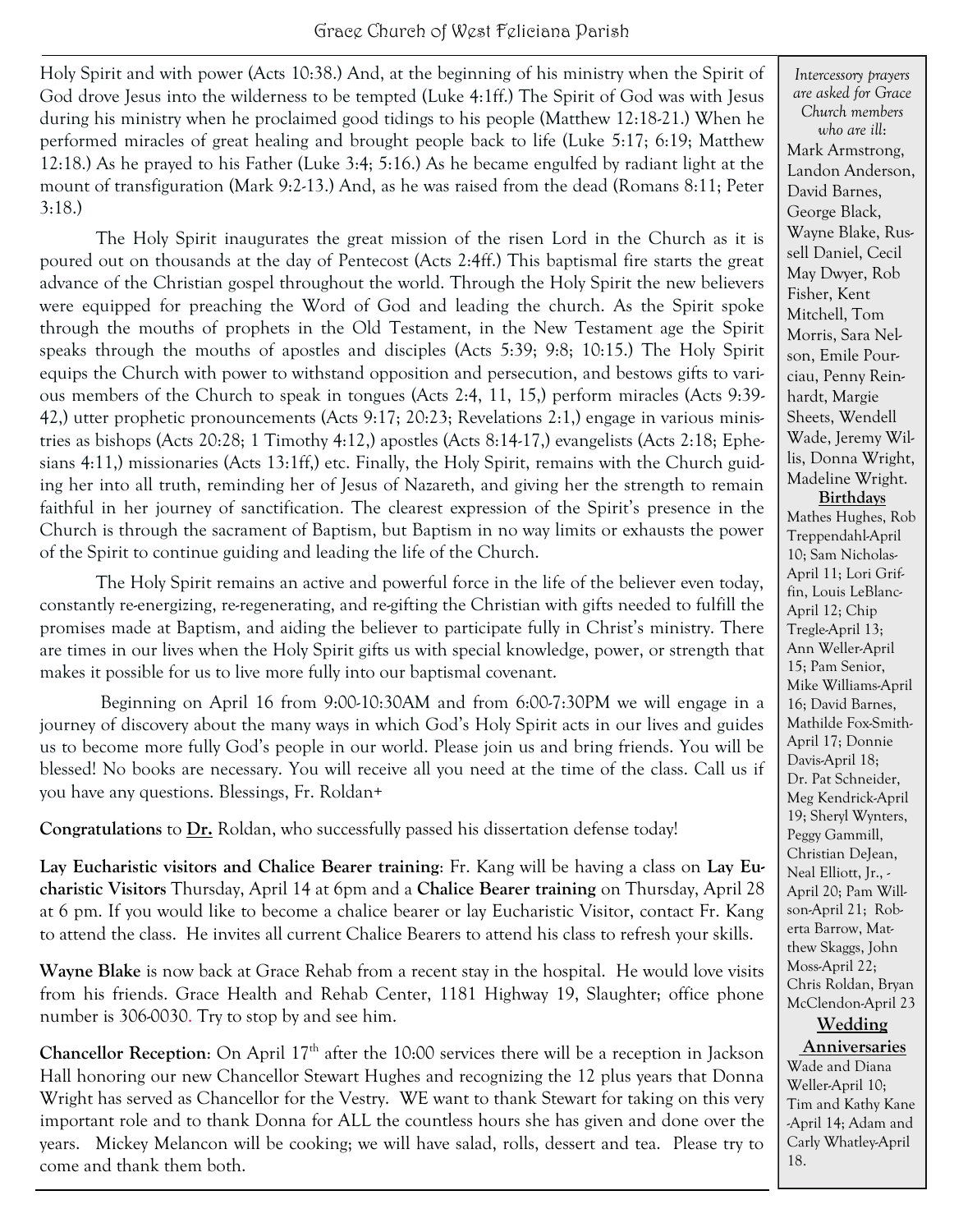Holy Spirit and with power (Acts 10:38.) And, at the beginning of his ministry when the Spirit of God drove Jesus into the wilderness to be tempted (Luke 4:1ff.) The Spirit of God was with Jesus during his ministry when he proclaimed good tidings to his people (Matthew 12:18-21.) When he performed miracles of great healing and brought people back to life (Luke 5:17; 6:19; Matthew 12:18.) As he prayed to his Father (Luke 3:4; 5:16.) As he became engulfed by radiant light at the mount of transfiguration (Mark 9:2-13.) And, as he was raised from the dead (Romans 8:11; Peter 3:18.)

The Holy Spirit inaugurates the great mission of the risen Lord in the Church as it is poured out on thousands at the day of Pentecost (Acts 2:4ff.) This baptismal fire starts the great advance of the Christian gospel throughout the world. Through the Holy Spirit the new believers were equipped for preaching the Word of God and leading the church. As the Spirit spoke through the mouths of prophets in the Old Testament, in the New Testament age the Spirit speaks through the mouths of apostles and disciples (Acts 5:39; 9:8; 10:15.) The Holy Spirit equips the Church with power to withstand opposition and persecution, and bestows gifts to various members of the Church to speak in tongues (Acts 2:4, 11, 15,) perform miracles (Acts 9:39-42,) utter prophetic pronouncements (Acts 9:17; 20:23; Revelations 2:1,) engage in various ministries as bishops (Acts 20:28; 1 Timothy 4:12,) apostles (Acts 8:14-17,) evangelists (Acts 2:18; Ephesians 4:11,) missionaries (Acts 13:1ff,) etc. Finally, the Holy Spirit, remains with the Church guiding her into all truth, reminding her of Jesus of Nazareth, and giving her the strength to remain faithful in her journey of sanctification. The clearest expression of the Spirit's presence in the Church is through the sacrament of Baptism, but Baptism in no way limits or exhausts the power of the Spirit to continue guiding and leading the life of the Church.

The Holy Spirit remains an active and powerful force in the life of the believer even today, constantly re-energizing, re-regenerating, and re-gifting the Christian with gifts needed to fulfill the promises made at Baptism, and aiding the believer to participate fully in Christ's ministry. There are times in our lives when the Holy Spirit gifts us with special knowledge, power, or strength that makes it possible for us to live more fully into our baptismal covenant.

Beginning on April 16 from 9:00-10:30AM and from 6:00-7:30PM we will engage in a journey of discovery about the many ways in which God's Holy Spirit acts in our lives and guides us to become more fully God's people in our world. Please join us and bring friends. You will be blessed! No books are necessary. You will receive all you need at the time of the class. Call us if you have any questions. Blessings, Fr. Roldan+

**Congratulations** to **Dr.** Roldan, who successfully passed his dissertation defense today!

**Lay Eucharistic visitors and Chalice Bearer training**: Fr. Kang will be having a class on **Lay Eucharistic Visitors** Thursday, April 14 at 6pm and a **Chalice Bearer training** on Thursday, April 28 at 6 pm. If you would like to become a chalice bearer or lay Eucharistic Visitor, contact Fr. Kang to attend the class. He invites all current Chalice Bearers to attend his class to refresh your skills.

**Wayne Blake** is now back at Grace Rehab from a recent stay in the hospital. He would love visits from his friends. Grace Health and Rehab Center, 1181 Highway 19, Slaughter; office phone number is 306-0030. Try to stop by and see him.

**Chancellor Reception**: On April 17th after the 10:00 services there will be a reception in Jackson Hall honoring our new Chancellor Stewart Hughes and recognizing the 12 plus years that Donna Wright has served as Chancellor for the Vestry. WE want to thank Stewart for taking on this very important role and to thank Donna for ALL the countless hours she has given and done over the years. Mickey Melancon will be cooking; we will have salad, rolls, dessert and tea. Please try to come and thank them both.

*Intercessory prayers are asked for Grace Church members who are ill*: Mark Armstrong, Landon Anderson, David Barnes, George Black, Wayne Blake, Russell Daniel, Cecil May Dwyer, Rob Fisher, Kent Mitchell, Tom Morris, Sara Nelson, Emile Pourciau, Penny Reinhardt, Margie Sheets, Wendell Wade, Jeremy Willis, Donna Wright, Madeline Wright.

**Birthdays**

Mathes Hughes, Rob Treppendahl-April 10; Sam Nicholas-April 11; Lori Griffin, Louis LeBlanc-April 12; Chip Tregle-April 13; Ann Weller-April 15; Pam Senior, Mike Williams-April 16; David Barnes, Mathilde Fox-Smith-April 17; Donnie Davis-April 18; Dr. Pat Schneider, Meg Kendrick-April 19; Sheryl Wynters, Peggy Gammill, Christian DeJean, Neal Elliott, Jr., -April 20; Pam Willson-April 21; Roberta Barrow, Matthew Skaggs, John Moss-April 22; Chris Roldan, Bryan McClendon-April 23

**Wedding Anniversaries**

Wade and Diana Weller-April 10; Tim and Kathy Kane -April 14; Adam and Carly Whatley-April 18.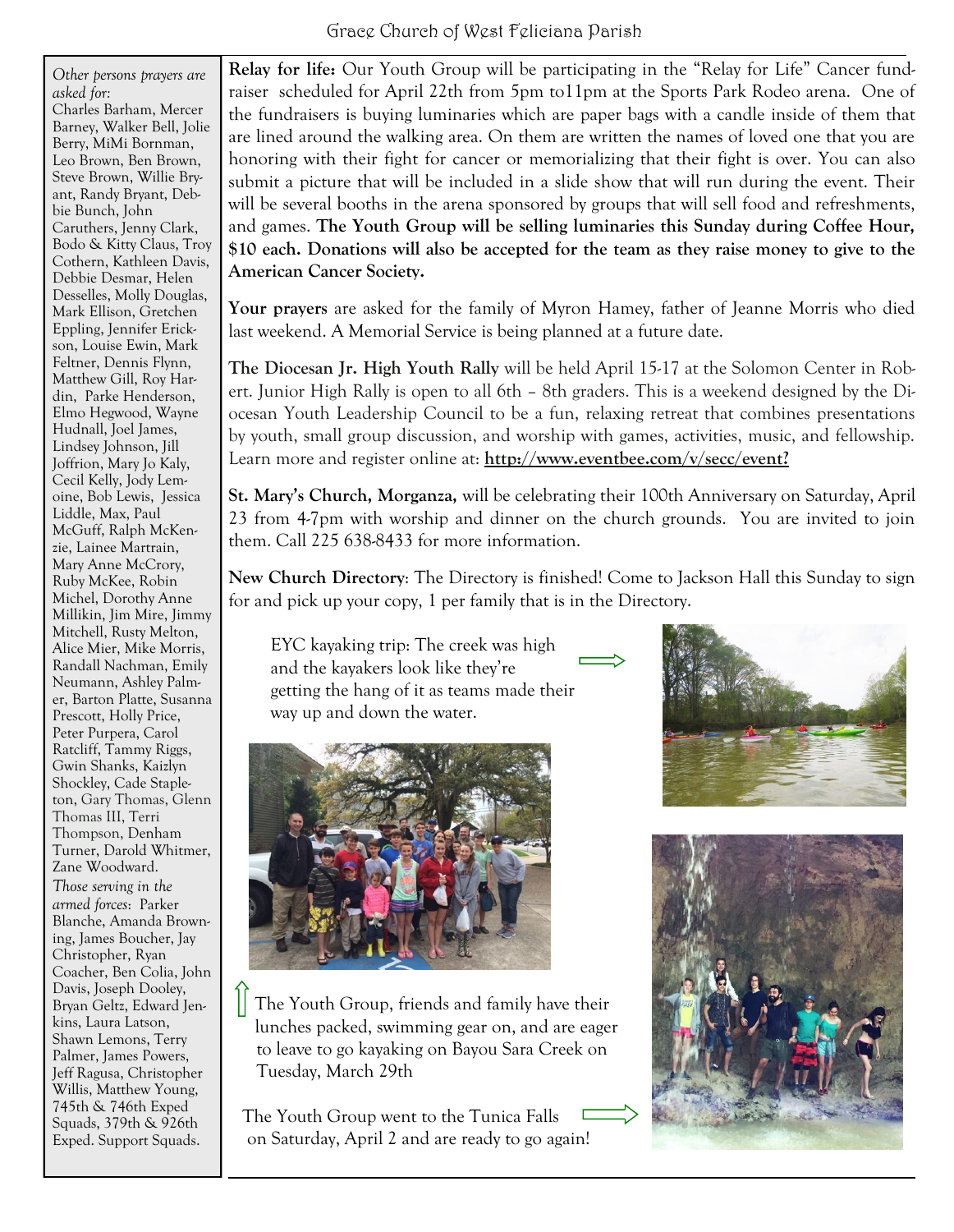*Other persons prayers are asked for:* Charles Barham, Mercer Barney, Walker Bell, Jolie Berry, MiMi Bornman, Leo Brown, Ben Brown, Steve Brown, Willie Bryant, Randy Bryant, Debbie Bunch, John Caruthers, Jenny Clark, Bodo & Kitty Claus, Troy Cothern, Kathleen Davis, Debbie Desmar, Helen Desselles, Molly Douglas, Mark Ellison, Gretchen Eppling, Jennifer Erickson, Louise Ewin, Mark Feltner, Dennis Flynn, Matthew Gill, Roy Hardin, Parke Henderson, Elmo Hegwood, Wayne Hudnall, Joel James, Lindsey Johnson, Jill Joffrion, Mary Jo Kaly, Cecil Kelly, Jody Lemoine, Bob Lewis, Jessica Liddle, Max, Paul McGuff, Ralph McKenzie, Lainee Martrain, Mary Anne McCrory, Ruby McKee, Robin Michel, Dorothy Anne Millikin, Jim Mire, Jimmy Mitchell, Rusty Melton, Alice Mier, Mike Morris, Randall Nachman, Emily Neumann, Ashley Palmer, Barton Platte, Susanna Prescott, Holly Price, Peter Purpera, Carol Ratcliff, Tammy Riggs, Gwin Shanks, Kaizlyn Shockley, Cade Stapleton, Gary Thomas, Glenn Thomas III, Terri Thompson, Denham Turner, Darold Whitmer, Zane Woodward.

*Those serving in the armed forces:* Parker Blanche, Amanda Browning, James Boucher, Jay Christopher, Ryan Coacher, Ben Colia, John Davis, Joseph Dooley, Bryan Geltz, Edward Jenkins, Laura Latson, Shawn Lemons, Terry Palmer, James Powers, Jeff Ragusa, Christopher Willis, Matthew Young, 745th & 746th Exped Squads, 379th & 926th Exped. Support Squads.

**Relay for life:** Our Youth Group will be participating in the "Relay for Life" Cancer fundraiser scheduled for April 22th from 5pm to11pm at the Sports Park Rodeo arena. One of the fundraisers is buying luminaries which are paper bags with a candle inside of them that are lined around the walking area. On them are written the names of loved one that you are honoring with their fight for cancer or memorializing that their fight is over. You can also submit a picture that will be included in a slide show that will run during the event. Their will be several booths in the arena sponsored by groups that will sell food and refreshments, and games. **The Youth Group will be selling luminaries this Sunday during Coffee Hour, $10 each. Donations will also be accepted for the team as they raise money to give to the American Cancer Society.**

**Your prayers** are asked for the family of Myron Hamey, father of Jeanne Morris who died last weekend. A Memorial Service is being planned at a future date.

**The Diocesan Jr. High Youth Rally** will be held April 15-17 at the Solomon Center in Robert. Junior High Rally is open to all 6th – 8th graders. This is a weekend designed by the Diocesan Youth Leadership Council to be a fun, relaxing retreat that combines presentations by youth, small group discussion, and worship with games, activities, music, and fellowship. Learn more and register online at: **http://www.eventbee.com/v/secc/event?**

**St. Mary's Church, Morganza,** will be celebrating their 100th Anniversary on Saturday, April 23 from 4-7pm with worship and dinner on the church grounds. You are invited to join them. Call 225 638-8433 for more information.

**New Church Directory**: The Directory is finished! Come to Jackson Hall this Sunday to sign for and pick up your copy, 1 per family that is in the Directory.

EYC kayaking trip: The creek was high and the kayakers look like they're getting the hang of it as teams made their way up and down the water.

The Youth Group, friends and family have their lunches packed, swimming gear on, and are eager to leave to go kayaking on Bayou Sara Creek on Tuesday, March 29th

The Youth Group went to the Tunica Falls on Saturday, April 2 and are ready to go again!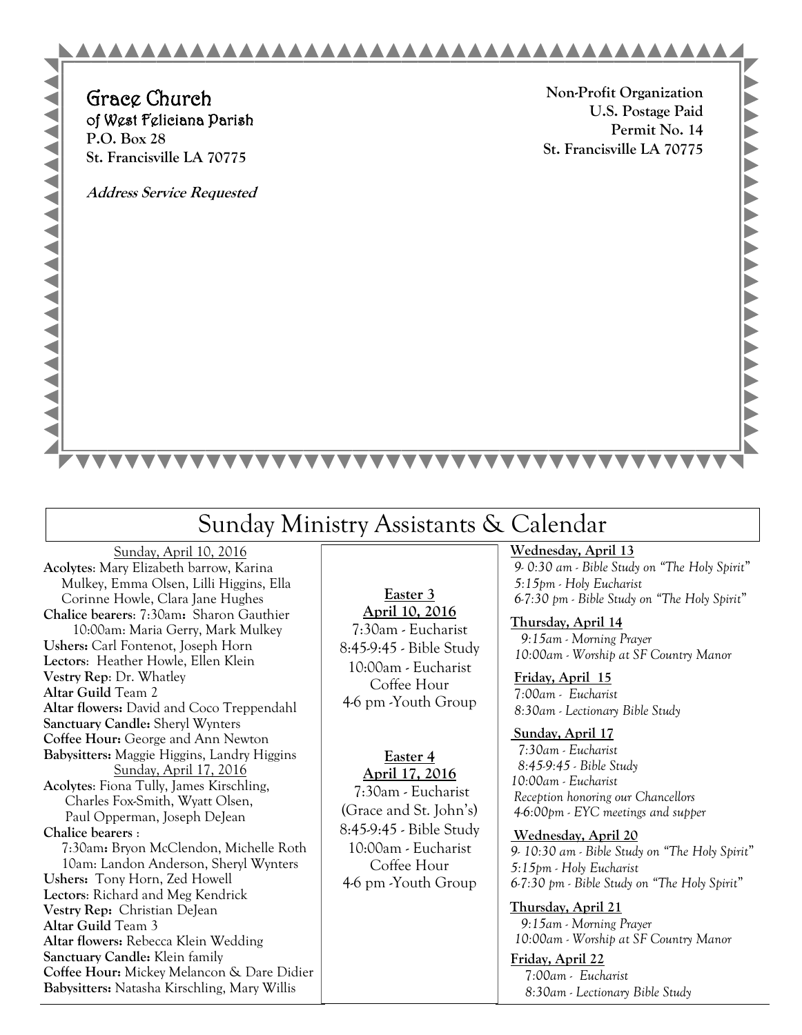Grace Church
of West Feliciana Parish
**P.O. Box 28**
**St. Francisville LA 70775**

***Address Service Requested***

**Non-Profit Organization**
**U.S. Postage Paid**
**Permit No. 14**
**St. Francisville LA 70775**

# Sunday Ministry Assistants & Calendar

Sunday, April 10, 2016

**Acolytes**: Mary Elizabeth barrow, Karina Mulkey, Emma Olsen, Lilli Higgins, Ella Corinne Howle, Clara Jane Hughes
**Chalice bearers**: 7:30am**:** Sharon Gauthier
10:00am: Maria Gerry, Mark Mulkey
**Ushers:** Carl Fontenot, Joseph Horn
**Lectors**: Heather Howle, Ellen Klein
**Vestry Rep**: Dr. Whatley
**Altar Guild** Team 2
**Altar flowers:** David and Coco Treppendahl
**Sanctuary Candle:** Sheryl Wynters
**Coffee Hour:** George and Ann Newton
**Babysitters:** Maggie Higgins, Landry Higgins

Sunday, April 17, 2016

**Acolytes**: Fiona Tully, James Kirschling, Charles Fox-Smith, Wyatt Olsen, Paul Opperman, Joseph DeJean
**Chalice bearers** :
7:30am**:** Bryon McClendon, Michelle Roth
10am: Landon Anderson, Sheryl Wynters
**Ushers:** Tony Horn, Zed Howell
**Lectors**: Richard and Meg Kendrick
**Vestry Rep:** Christian DeJean
**Altar Guild** Team 3
**Altar flowers:** Rebecca Klein Wedding
**Sanctuary Candle:** Klein family
**Coffee Hour:** Mickey Melancon & Dare Didier
**Babysitters:** Natasha Kirschling, Mary Willis

**Easter 3**
**April 10, 2016**
7:30am - Eucharist
8:45-9:45 - Bible Study
10:00am - Eucharist
Coffee Hour
4-6 pm -Youth Group

**Easter 4**
**April 17, 2016**
7:30am - Eucharist
(Grace and St. John's)
8:45-9:45 - Bible Study
10:00am - Eucharist
Coffee Hour
4-6 pm -Youth Group

**Wednesday, April 13**
*9- 0:30 am - Bible Study on "The Holy Spirit"*
*5:15pm - Holy Eucharist*
*6-7:30 pm - Bible Study on "The Holy Spirit"*

**Thursday, April 14**
*9:15am - Morning Prayer*
*10:00am - Worship at SF Country Manor*

**Friday, April 15**
*7:00am - Eucharist*
*8:30am - Lectionary Bible Study*

**Sunday, April 17**
*7:30am - Eucharist*
*8:45-9:45 - Bible Study*
*10:00am - Eucharist*
*Reception honoring our Chancellors*
*4-6:00pm - EYC meetings and supper*

**Wednesday, April 20**
*9- 10:30 am - Bible Study on "The Holy Spirit"*
*5:15pm - Holy Eucharist*
*6-7:30 pm - Bible Study on "The Holy Spirit"*

**Thursday, April 21**
*9:15am - Morning Prayer*
*10:00am - Worship at SF Country Manor*

**Friday, April 22**
*7:00am - Eucharist*
*8:30am - Lectionary Bible Study*